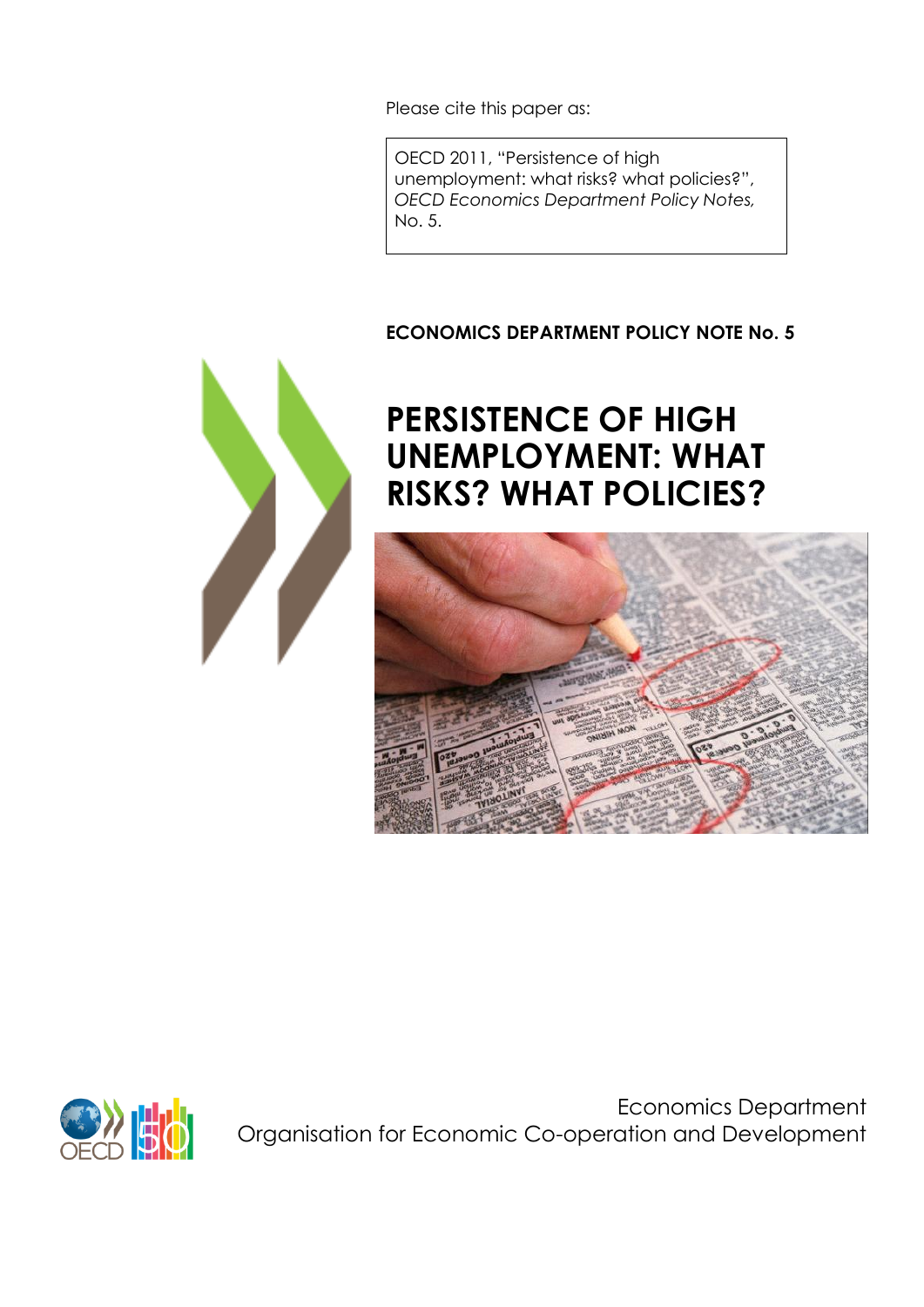Please cite this paper as:

OECD 2011, "Persistence of high unemployment: what risks? what policies?", *OECD Economics Department Policy Notes,* No. 5.

**ECONOMICS DEPARTMENT POLICY NOTE No. 5**

# PERSISTENCE OF HIGH UNEMPLOYMENT: WHAT RISKS? WHAT POLICIES?

Economics Department
Organisation for Economic Co-operation and Development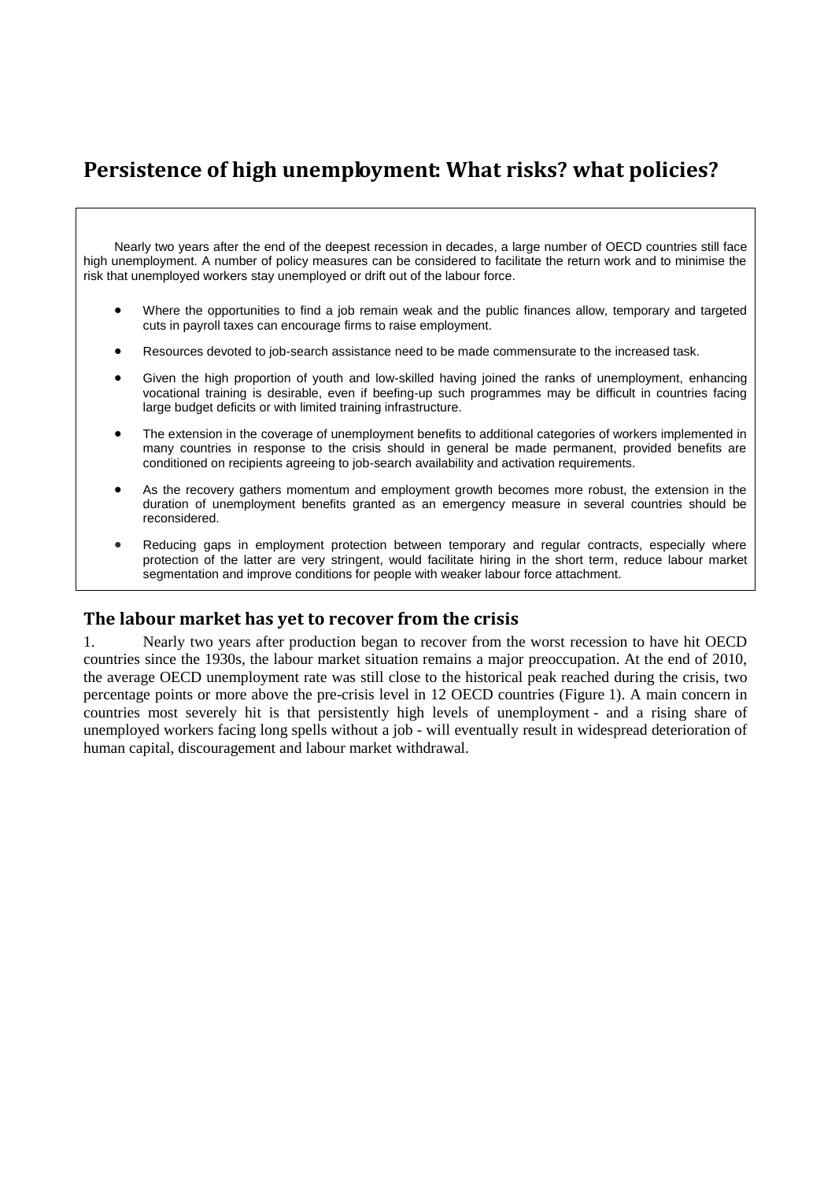# Persistence of high unemployment: What risks? what policies?

> Nearly two years after the end of the deepest recession in decades, a large number of OECD countries still face high unemployment. A number of policy measures can be considered to facilitate the return work and to minimise the risk that unemployed workers stay unemployed or drift out of the labour force.
>
> - Where the opportunities to find a job remain weak and the public finances allow, temporary and targeted cuts in payroll taxes can encourage firms to raise employment.
> - Resources devoted to job-search assistance need to be made commensurate to the increased task.
> - Given the high proportion of youth and low-skilled having joined the ranks of unemployment, enhancing vocational training is desirable, even if beefing-up such programmes may be difficult in countries facing large budget deficits or with limited training infrastructure.
> - The extension in the coverage of unemployment benefits to additional categories of workers implemented in many countries in response to the crisis should in general be made permanent, provided benefits are conditioned on recipients agreeing to job-search availability and activation requirements.
> - As the recovery gathers momentum and employment growth becomes more robust, the extension in the duration of unemployment benefits granted as an emergency measure in several countries should be reconsidered.
> - Reducing gaps in employment protection between temporary and regular contracts, especially where protection of the latter are very stringent, would facilitate hiring in the short term, reduce labour market segmentation and improve conditions for people with weaker labour force attachment.

## The labour market has yet to recover from the crisis

1. Nearly two years after production began to recover from the worst recession to have hit OECD countries since the 1930s, the labour market situation remains a major preoccupation. At the end of 2010, the average OECD unemployment rate was still close to the historical peak reached during the crisis, two percentage points or more above the pre-crisis level in 12 OECD countries (Figure 1). A main concern in countries most severely hit is that persistently high levels of unemployment - and a rising share of unemployed workers facing long spells without a job - will eventually result in widespread deterioration of human capital, discouragement and labour market withdrawal.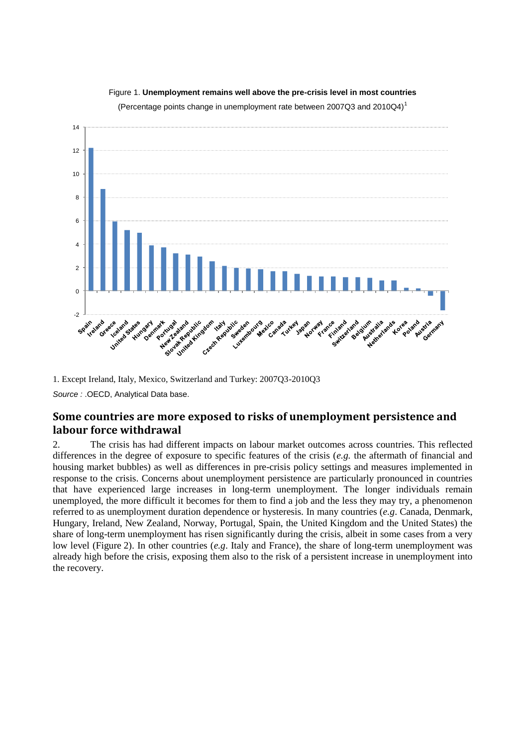Figure 1. **Unemployment remains well above the pre-crisis level in most countries**

(Percentage points change in unemployment rate between 2007Q3 and 2010Q4)[1]

1. Except Ireland, Italy, Mexico, Switzerland and Turkey: 2007Q3-2010Q3

*Source :* .OECD, Analytical Data base.

## Some countries are more exposed to risks of unemployment persistence and labour force withdrawal

2. The crisis has had different impacts on labour market outcomes across countries. This reflected differences in the degree of exposure to specific features of the crisis (*e.g.* the aftermath of financial and housing market bubbles) as well as differences in pre-crisis policy settings and measures implemented in response to the crisis. Concerns about unemployment persistence are particularly pronounced in countries that have experienced large increases in long-term unemployment. The longer individuals remain unemployed, the more difficult it becomes for them to find a job and the less they may try, a phenomenon referred to as unemployment duration dependence or hysteresis. In many countries (*e.g*. Canada, Denmark, Hungary, Ireland, New Zealand, Norway, Portugal, Spain, the United Kingdom and the United States) the share of long-term unemployment has risen significantly during the crisis, albeit in some cases from a very low level (Figure 2). In other countries (*e.g*. Italy and France), the share of long-term unemployment was already high before the crisis, exposing them also to the risk of a persistent increase in unemployment into the recovery.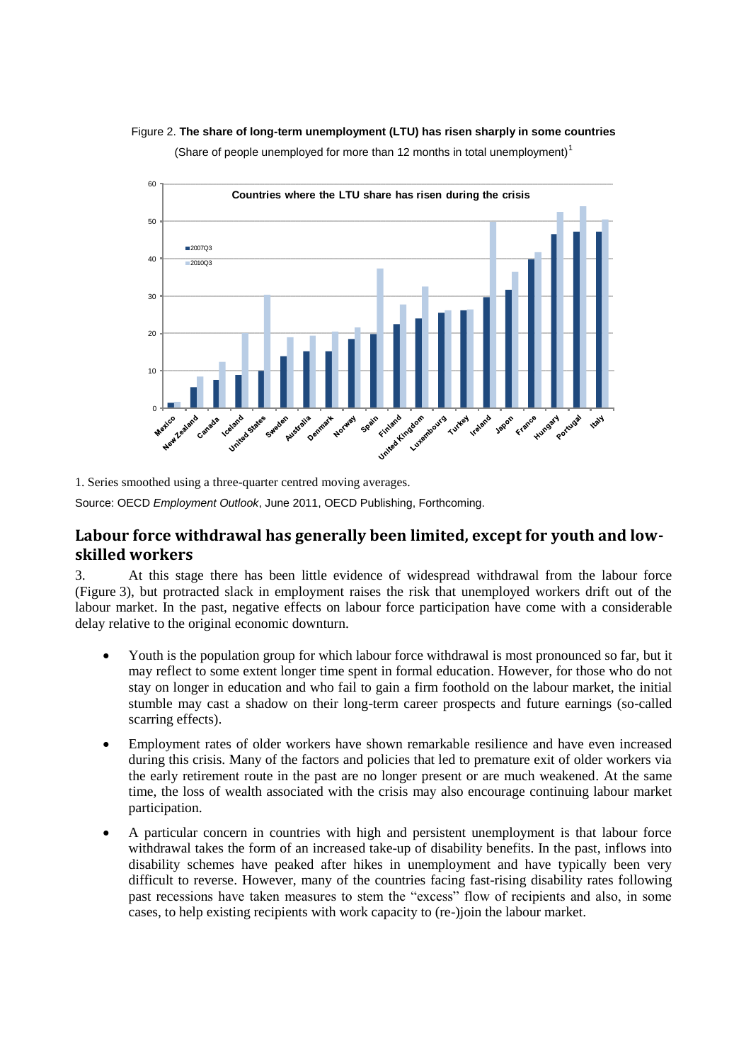Figure 2. **The share of long-term unemployment (LTU) has risen sharply in some countries**

(Share of people unemployed for more than 12 months in total unemployment)[1]

1. Series smoothed using a three-quarter centred moving averages.

Source: OECD *Employment Outlook*, June 2011, OECD Publishing, Forthcoming.

## Labour force withdrawal has generally been limited, except for youth and low-skilled workers

3. At this stage there has been little evidence of widespread withdrawal from the labour force (Figure 3), but protracted slack in employment raises the risk that unemployed workers drift out of the labour market. In the past, negative effects on labour force participation have come with a considerable delay relative to the original economic downturn.

- Youth is the population group for which labour force withdrawal is most pronounced so far, but it may reflect to some extent longer time spent in formal education. However, for those who do not stay on longer in education and who fail to gain a firm foothold on the labour market, the initial stumble may cast a shadow on their long-term career prospects and future earnings (so-called scarring effects).
- Employment rates of older workers have shown remarkable resilience and have even increased during this crisis. Many of the factors and policies that led to premature exit of older workers via the early retirement route in the past are no longer present or are much weakened. At the same time, the loss of wealth associated with the crisis may also encourage continuing labour market participation.
- A particular concern in countries with high and persistent unemployment is that labour force withdrawal takes the form of an increased take-up of disability benefits. In the past, inflows into disability schemes have peaked after hikes in unemployment and have typically been very difficult to reverse. However, many of the countries facing fast-rising disability rates following past recessions have taken measures to stem the "excess" flow of recipients and also, in some cases, to help existing recipients with work capacity to (re-)join the labour market.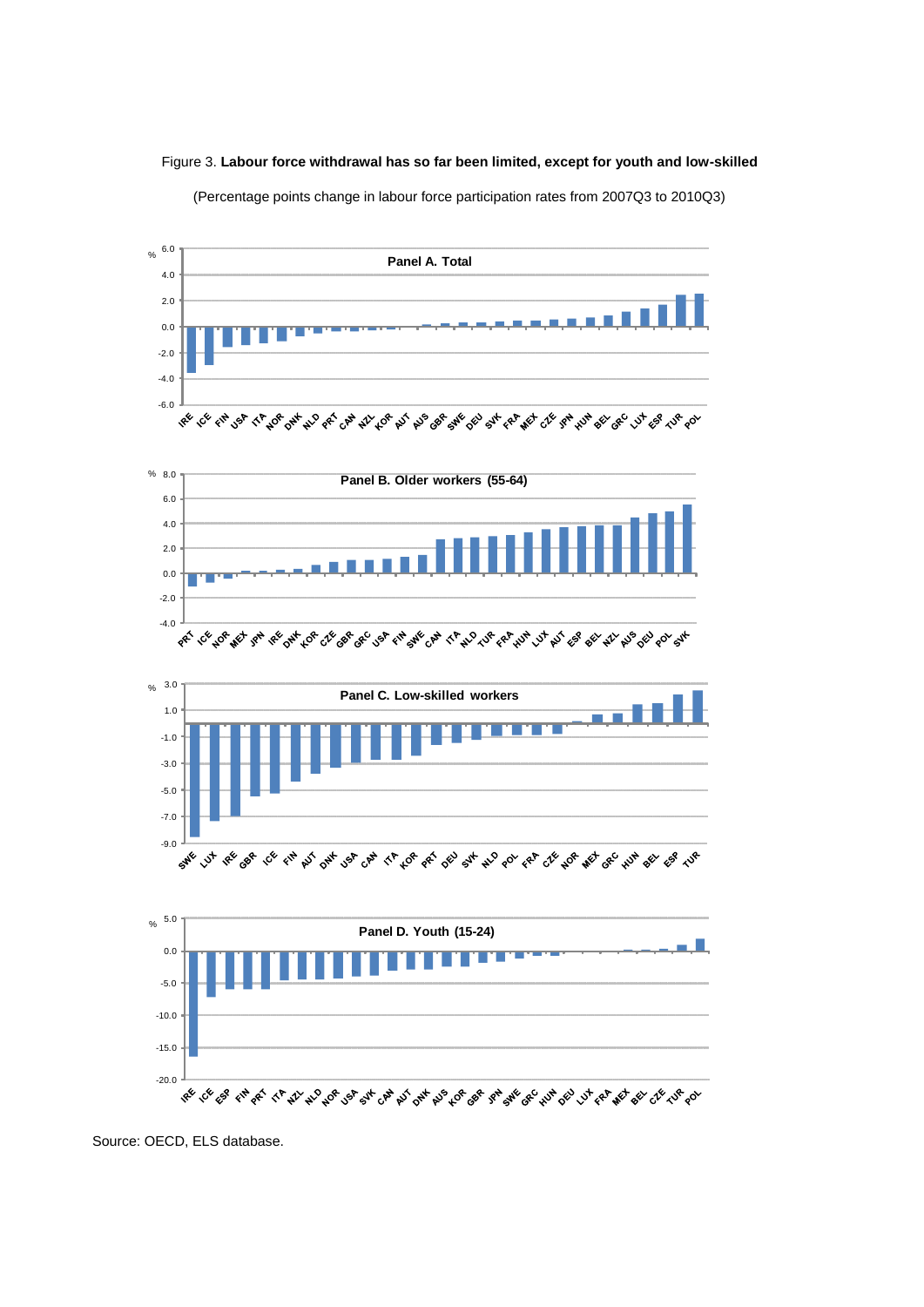Figure 3. **Labour force withdrawal has so far been limited, except for youth and low-skilled**

(Percentage points change in labour force participation rates from 2007Q3 to 2010Q3)

**Panel A. Total**

IRE, ICE, FIN, USA, ITA, NOR, DNK, NLD, PRT, CAN, NZL, KOR, AUT, AUS, GBR, SWE, DEU, SVK, FRA, MEX, CZE, JPN, HUN, BEL, GRC, LUX, ESP, TUR, POL

**Panel B. Older workers (55-64)**

PRT, ICE, NOR, MEX, JPN, IRE, DNK, KOR, CZE, GBR, GRC, USA, FIN, SWE, CAN, ITA, NLD, TUR, FRA, HUN, LUX, AUT, ESP, BEL, NZL, AUS, DEU, POL, SVK

**Panel C. Low-skilled workers**

SWE, LUX, IRE, GBR, ICE, FIN, AUT, DNK, USA, CAN, ITA, KOR, PRT, DEU, SVK, NLD, POL, FRA, CZE, NOR, MEX, GRC, HUN, BEL, ESP, TUR

**Panel D. Youth (15-24)**

IRE, ICE, ESP, FIN, PRT, ITA, NZL, NLD, NOR, USA, SVK, CAN, AUT, DNK, AUS, KOR, GBR, JPN, SWE, GRC, HUN, DEU, LUX, FRA, MEX, BEL, CZE, TUR, POL

Source: OECD, ELS database.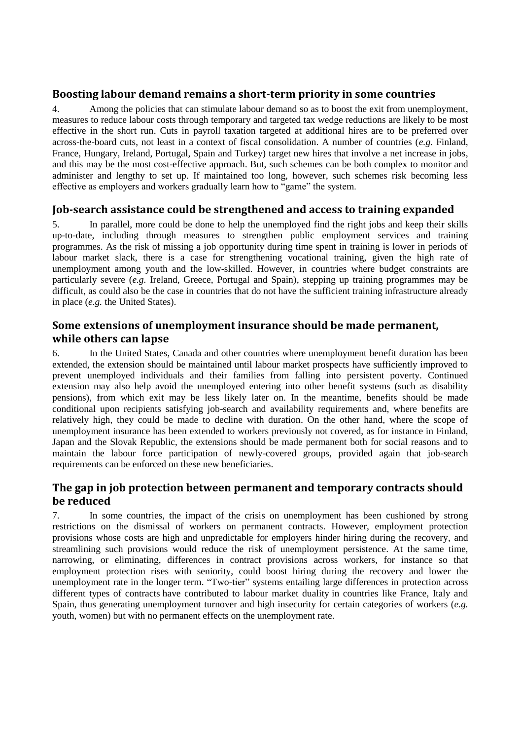## Boosting labour demand remains a short-term priority in some countries

4. Among the policies that can stimulate labour demand so as to boost the exit from unemployment, measures to reduce labour costs through temporary and targeted tax wedge reductions are likely to be most effective in the short run. Cuts in payroll taxation targeted at additional hires are to be preferred over across-the-board cuts, not least in a context of fiscal consolidation. A number of countries (*e.g.* Finland, France, Hungary, Ireland, Portugal, Spain and Turkey) target new hires that involve a net increase in jobs, and this may be the most cost-effective approach. But, such schemes can be both complex to monitor and administer and lengthy to set up. If maintained too long, however, such schemes risk becoming less effective as employers and workers gradually learn how to "game" the system.

## Job-search assistance could be strengthened and access to training expanded

5. In parallel, more could be done to help the unemployed find the right jobs and keep their skills up-to-date, including through measures to strengthen public employment services and training programmes. As the risk of missing a job opportunity during time spent in training is lower in periods of labour market slack, there is a case for strengthening vocational training, given the high rate of unemployment among youth and the low-skilled. However, in countries where budget constraints are particularly severe (*e.g.* Ireland, Greece, Portugal and Spain), stepping up training programmes may be difficult, as could also be the case in countries that do not have the sufficient training infrastructure already in place (*e.g.* the United States).

## Some extensions of unemployment insurance should be made permanent, while others can lapse

6. In the United States, Canada and other countries where unemployment benefit duration has been extended, the extension should be maintained until labour market prospects have sufficiently improved to prevent unemployed individuals and their families from falling into persistent poverty. Continued extension may also help avoid the unemployed entering into other benefit systems (such as disability pensions), from which exit may be less likely later on. In the meantime, benefits should be made conditional upon recipients satisfying job-search and availability requirements and, where benefits are relatively high, they could be made to decline with duration. On the other hand, where the scope of unemployment insurance has been extended to workers previously not covered, as for instance in Finland, Japan and the Slovak Republic, the extensions should be made permanent both for social reasons and to maintain the labour force participation of newly-covered groups, provided again that job-search requirements can be enforced on these new beneficiaries.

## The gap in job protection between permanent and temporary contracts should be reduced

7. In some countries, the impact of the crisis on unemployment has been cushioned by strong restrictions on the dismissal of workers on permanent contracts. However, employment protection provisions whose costs are high and unpredictable for employers hinder hiring during the recovery, and streamlining such provisions would reduce the risk of unemployment persistence. At the same time, narrowing, or eliminating, differences in contract provisions across workers, for instance so that employment protection rises with seniority, could boost hiring during the recovery and lower the unemployment rate in the longer term. "Two-tier" systems entailing large differences in protection across different types of contracts have contributed to labour market duality in countries like France, Italy and Spain, thus generating unemployment turnover and high insecurity for certain categories of workers (*e.g.* youth, women) but with no permanent effects on the unemployment rate.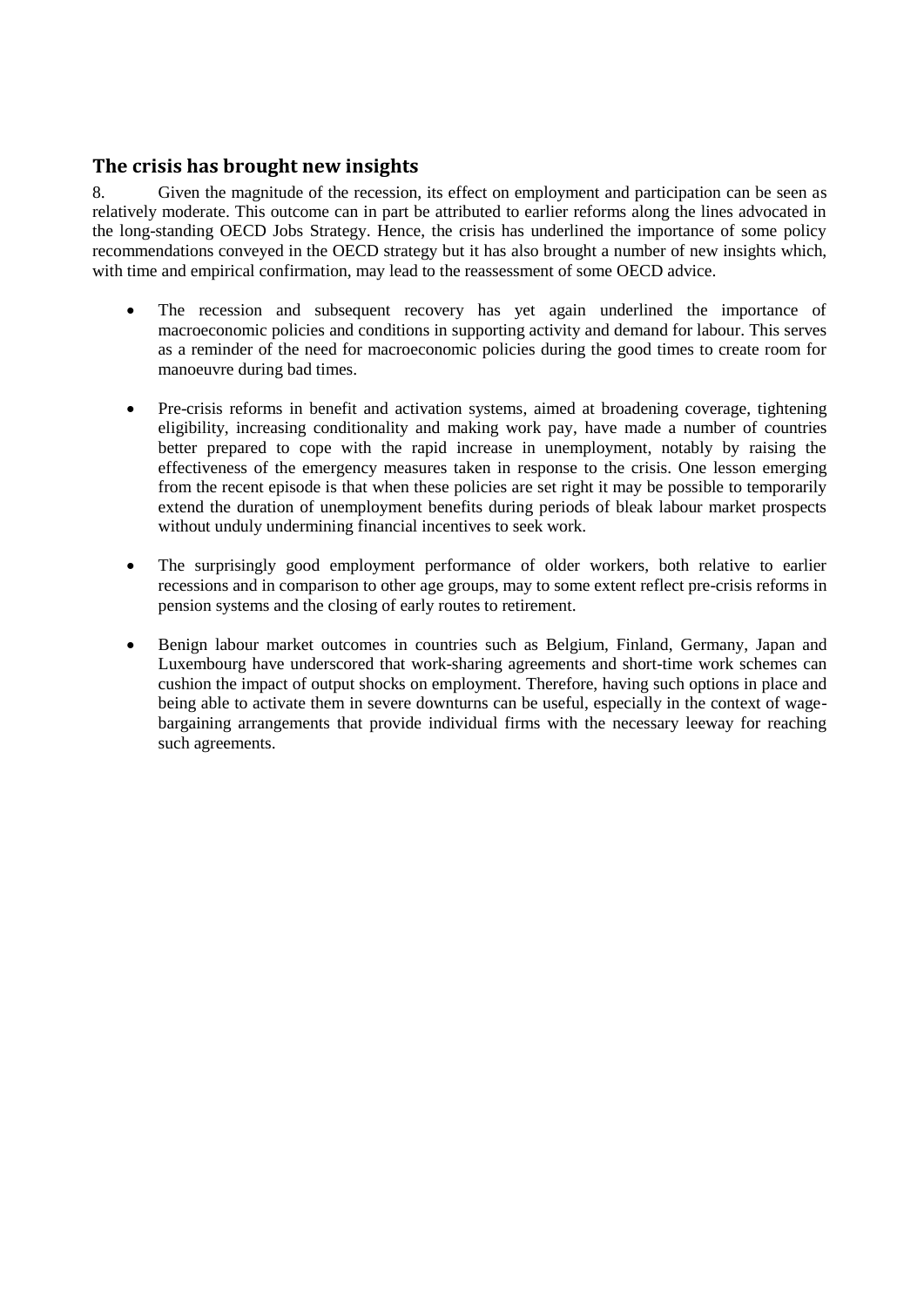## The crisis has brought new insights

8. Given the magnitude of the recession, its effect on employment and participation can be seen as relatively moderate. This outcome can in part be attributed to earlier reforms along the lines advocated in the long-standing OECD Jobs Strategy. Hence, the crisis has underlined the importance of some policy recommendations conveyed in the OECD strategy but it has also brought a number of new insights which, with time and empirical confirmation, may lead to the reassessment of some OECD advice.

- The recession and subsequent recovery has yet again underlined the importance of macroeconomic policies and conditions in supporting activity and demand for labour. This serves as a reminder of the need for macroeconomic policies during the good times to create room for manoeuvre during bad times.

- Pre-crisis reforms in benefit and activation systems, aimed at broadening coverage, tightening eligibility, increasing conditionality and making work pay, have made a number of countries better prepared to cope with the rapid increase in unemployment, notably by raising the effectiveness of the emergency measures taken in response to the crisis. One lesson emerging from the recent episode is that when these policies are set right it may be possible to temporarily extend the duration of unemployment benefits during periods of bleak labour market prospects without unduly undermining financial incentives to seek work.

- The surprisingly good employment performance of older workers, both relative to earlier recessions and in comparison to other age groups, may to some extent reflect pre-crisis reforms in pension systems and the closing of early routes to retirement.

- Benign labour market outcomes in countries such as Belgium, Finland, Germany, Japan and Luxembourg have underscored that work-sharing agreements and short-time work schemes can cushion the impact of output shocks on employment. Therefore, having such options in place and being able to activate them in severe downturns can be useful, especially in the context of wage-bargaining arrangements that provide individual firms with the necessary leeway for reaching such agreements.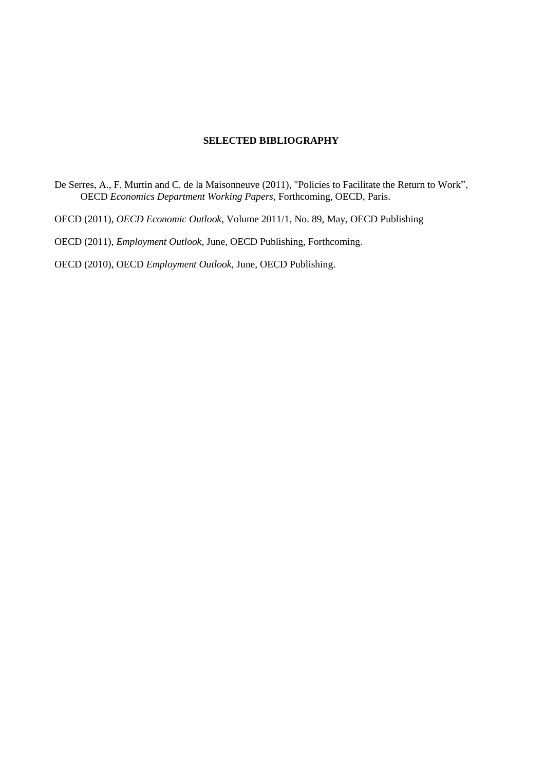## SELECTED BIBLIOGRAPHY

De Serres, A., F. Murtin and C. de la Maisonneuve (2011), "Policies to Facilitate the Return to Work”, OECD *Economics Department Working Papers*, Forthcoming, OECD, Paris.

OECD (2011), *OECD Economic Outlook*, Volume 2011/1, No. 89, May, OECD Publishing

OECD (2011), *Employment Outlook*, June, OECD Publishing, Forthcoming.

OECD (2010), OECD *Employment Outlook*, June, OECD Publishing.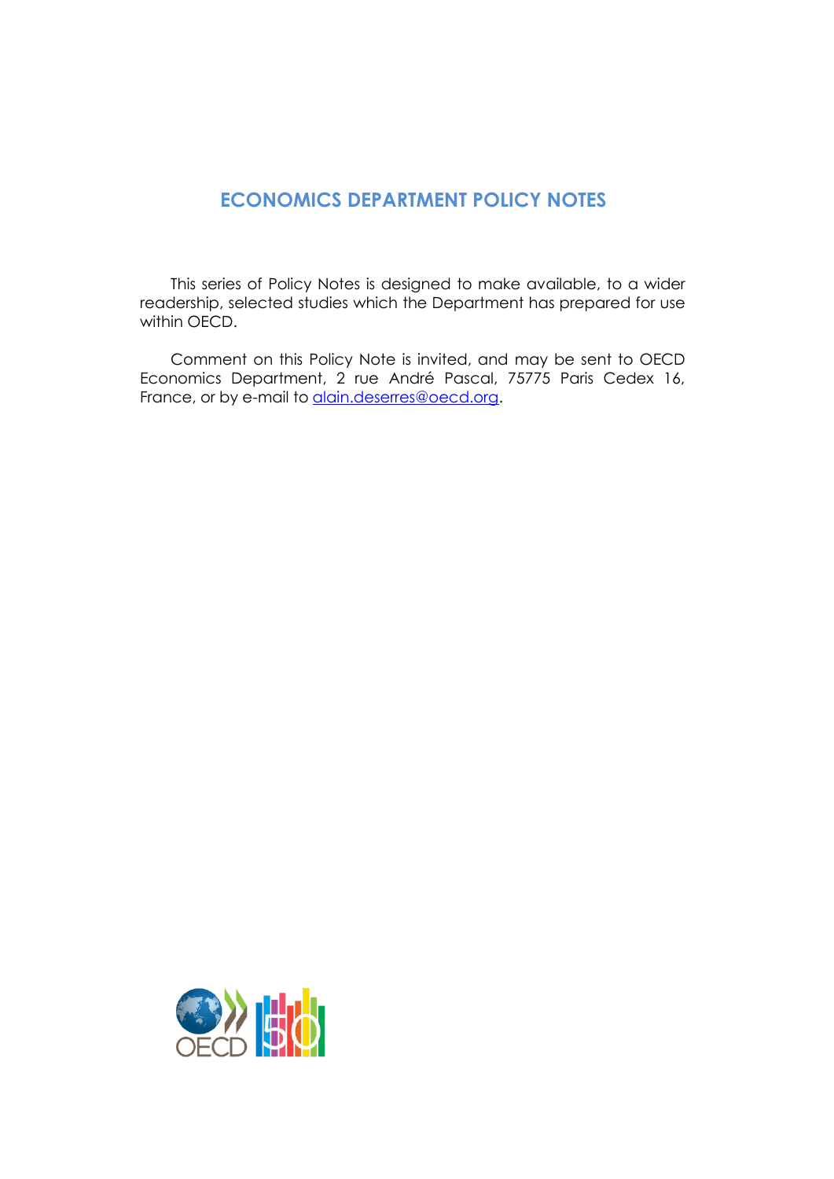# ECONOMICS DEPARTMENT POLICY NOTES

This series of Policy Notes is designed to make available, to a wider readership, selected studies which the Department has prepared for use within OECD.

Comment on this Policy Note is invited, and may be sent to OECD Economics Department, 2 rue André Pascal, 75775 Paris Cedex 16, France, or by e-mail to alain.deserres@oecd.org.